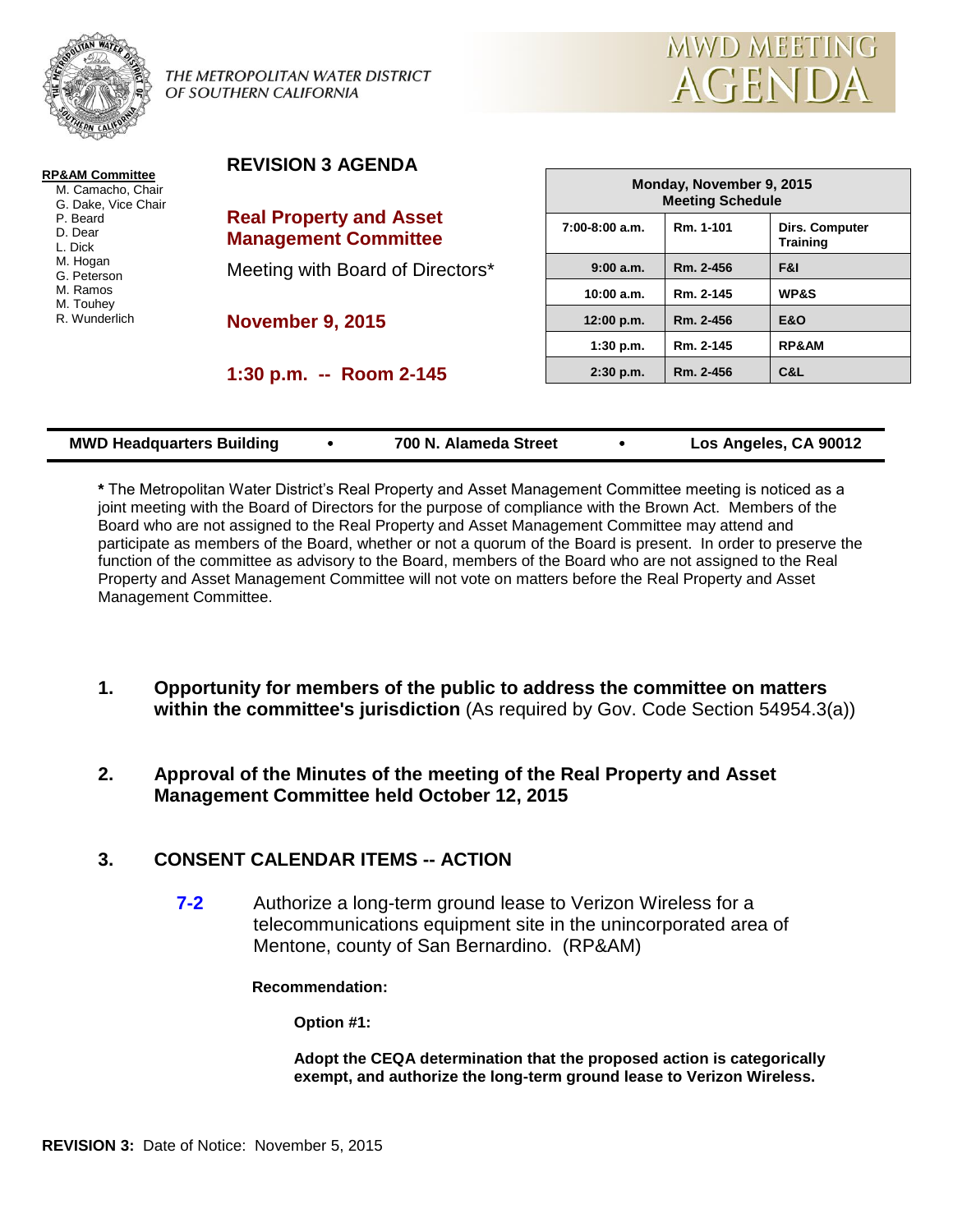THE METROPOLITAN WATER DISTRICT OF SOUTHERN CALIFORNIA

# MWD MEETING AGENDA

**RP&AM Committee**
- M. Camacho, Chair
- G. Dake, Vice Chair
- P. Beard
- D. Dear
- L. Dick
- M. Hogan
- G. Peterson
- M. Ramos
- M. Touhey
- R. Wunderlich

**REVISION 3 AGENDA**

**Real Property and Asset Management Committee**

Meeting with Board of Directors*

**November 9, 2015**

**1:30 p.m. -- Room 2-145**

| Monday, November 9, 2015 Meeting Schedule | | |
|---|---|---|
| 7:00-8:00 a.m. | Rm. 1-101 | Dirs. Computer Training |
| 9:00 a.m. | Rm. 2-456 | F&I |
| 10:00 a.m. | Rm. 2-145 | WP&S |
| 12:00 p.m. | Rm. 2-456 | E&O |
| 1:30 p.m. | Rm. 2-145 | RP&AM |
| 2:30 p.m. | Rm. 2-456 | C&L |

**MWD Headquarters Building • 700 N. Alameda Street • Los Angeles, CA 90012**

**\*** The Metropolitan Water District's Real Property and Asset Management Committee meeting is noticed as a joint meeting with the Board of Directors for the purpose of compliance with the Brown Act. Members of the Board who are not assigned to the Real Property and Asset Management Committee may attend and participate as members of the Board, whether or not a quorum of the Board is present. In order to preserve the function of the committee as advisory to the Board, members of the Board who are not assigned to the Real Property and Asset Management Committee will not vote on matters before the Real Property and Asset Management Committee.

**1. Opportunity for members of the public to address the committee on matters within the committee's jurisdiction** (As required by Gov. Code Section 54954.3(a))

**2. Approval of the Minutes of the meeting of the Real Property and Asset Management Committee held October 12, 2015**

**3. CONSENT CALENDAR ITEMS -- ACTION**

**7-2** Authorize a long-term ground lease to Verizon Wireless for a telecommunications equipment site in the unincorporated area of Mentone, county of San Bernardino. (RP&AM)

**Recommendation:**

**Option #1:**

**Adopt the CEQA determination that the proposed action is categorically exempt, and authorize the long-term ground lease to Verizon Wireless.**

**REVISION 3:** Date of Notice: November 5, 2015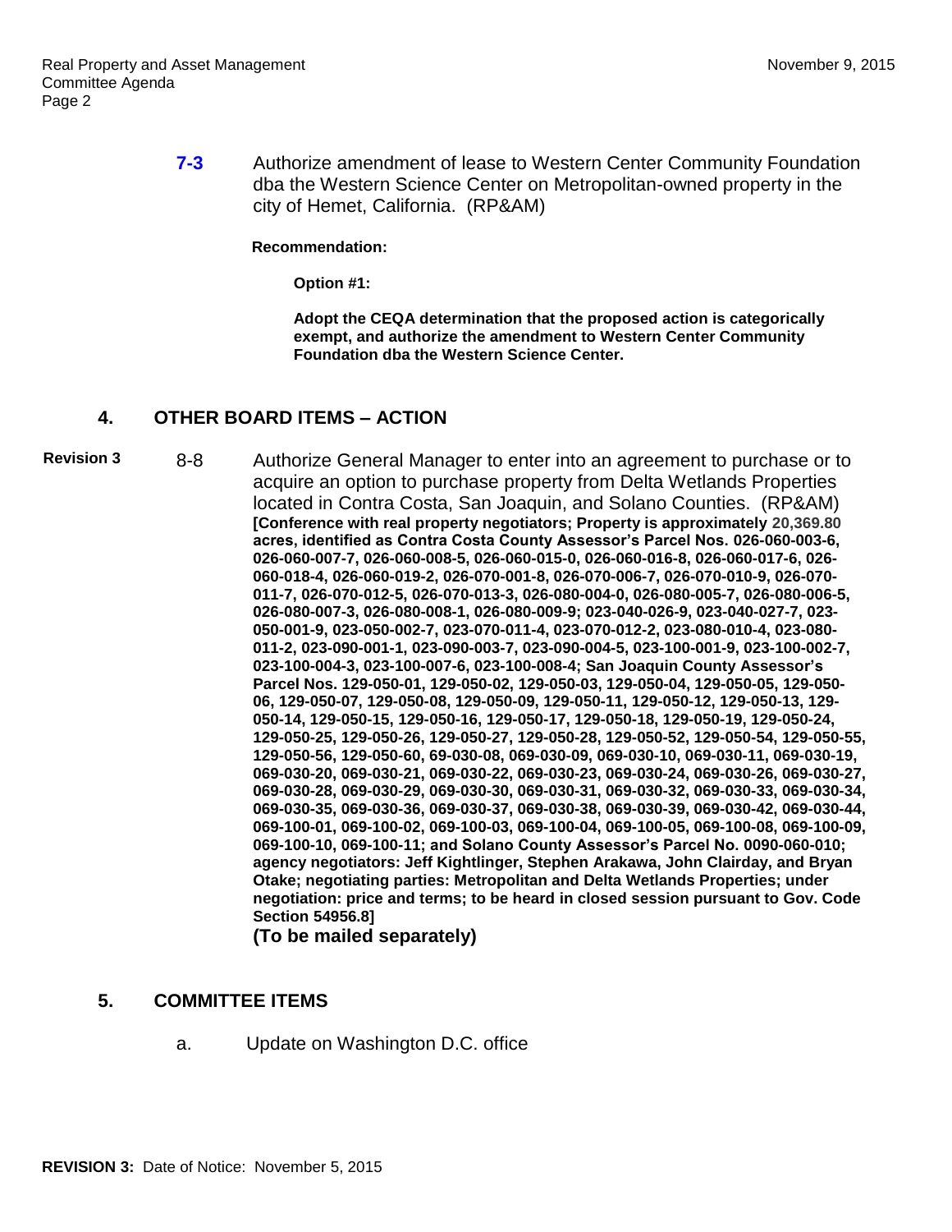**7-3** Authorize amendment of lease to Western Center Community Foundation dba the Western Science Center on Metropolitan-owned property in the city of Hemet, California. (RP&AM)

**Recommendation:**

**Option #1:**

**Adopt the CEQA determination that the proposed action is categorically exempt, and authorize the amendment to Western Center Community Foundation dba the Western Science Center.**

## 4. OTHER BOARD ITEMS – ACTION

**Revision 3** 8-8 Authorize General Manager to enter into an agreement to purchase or to acquire an option to purchase property from Delta Wetlands Properties located in Contra Costa, San Joaquin, and Solano Counties. (RP&AM) **[Conference with real property negotiators; Property is approximately 20,369.80 acres, identified as Contra Costa County Assessor's Parcel Nos. 026-060-003-6, 026-060-007-7, 026-060-008-5, 026-060-015-0, 026-060-016-8, 026-060-017-6, 026-060-018-4, 026-060-019-2, 026-070-001-8, 026-070-006-7, 026-070-010-9, 026-070-011-7, 026-070-012-5, 026-070-013-3, 026-080-004-0, 026-080-005-7, 026-080-006-5, 026-080-007-3, 026-080-008-1, 026-080-009-9; 023-040-026-9, 023-040-027-7, 023-050-001-9, 023-050-002-7, 023-070-011-4, 023-070-012-2, 023-080-010-4, 023-080-011-2, 023-090-001-1, 023-090-003-7, 023-090-004-5, 023-100-001-9, 023-100-002-7, 023-100-004-3, 023-100-007-6, 023-100-008-4; San Joaquin County Assessor's Parcel Nos. 129-050-01, 129-050-02, 129-050-03, 129-050-04, 129-050-05, 129-050-06, 129-050-07, 129-050-08, 129-050-09, 129-050-11, 129-050-12, 129-050-13, 129-050-14, 129-050-15, 129-050-16, 129-050-17, 129-050-18, 129-050-19, 129-050-24, 129-050-25, 129-050-26, 129-050-27, 129-050-28, 129-050-52, 129-050-54, 129-050-55, 129-050-56, 129-050-60, 69-030-08, 069-030-09, 069-030-10, 069-030-11, 069-030-19, 069-030-20, 069-030-21, 069-030-22, 069-030-23, 069-030-24, 069-030-26, 069-030-27, 069-030-28, 069-030-29, 069-030-30, 069-030-31, 069-030-32, 069-030-33, 069-030-34, 069-030-35, 069-030-36, 069-030-37, 069-030-38, 069-030-39, 069-030-42, 069-030-44, 069-100-01, 069-100-02, 069-100-03, 069-100-04, 069-100-05, 069-100-08, 069-100-09, 069-100-10, 069-100-11; and Solano County Assessor's Parcel No. 0090-060-010; agency negotiators: Jeff Kightlinger, Stephen Arakawa, John Clairday, and Bryan Otake; negotiating parties: Metropolitan and Delta Wetlands Properties; under negotiation: price and terms; to be heard in closed session pursuant to Gov. Code Section 54956.8]**
**(To be mailed separately)**

## 5. COMMITTEE ITEMS

a. Update on Washington D.C. office

**REVISION 3:** Date of Notice: November 5, 2015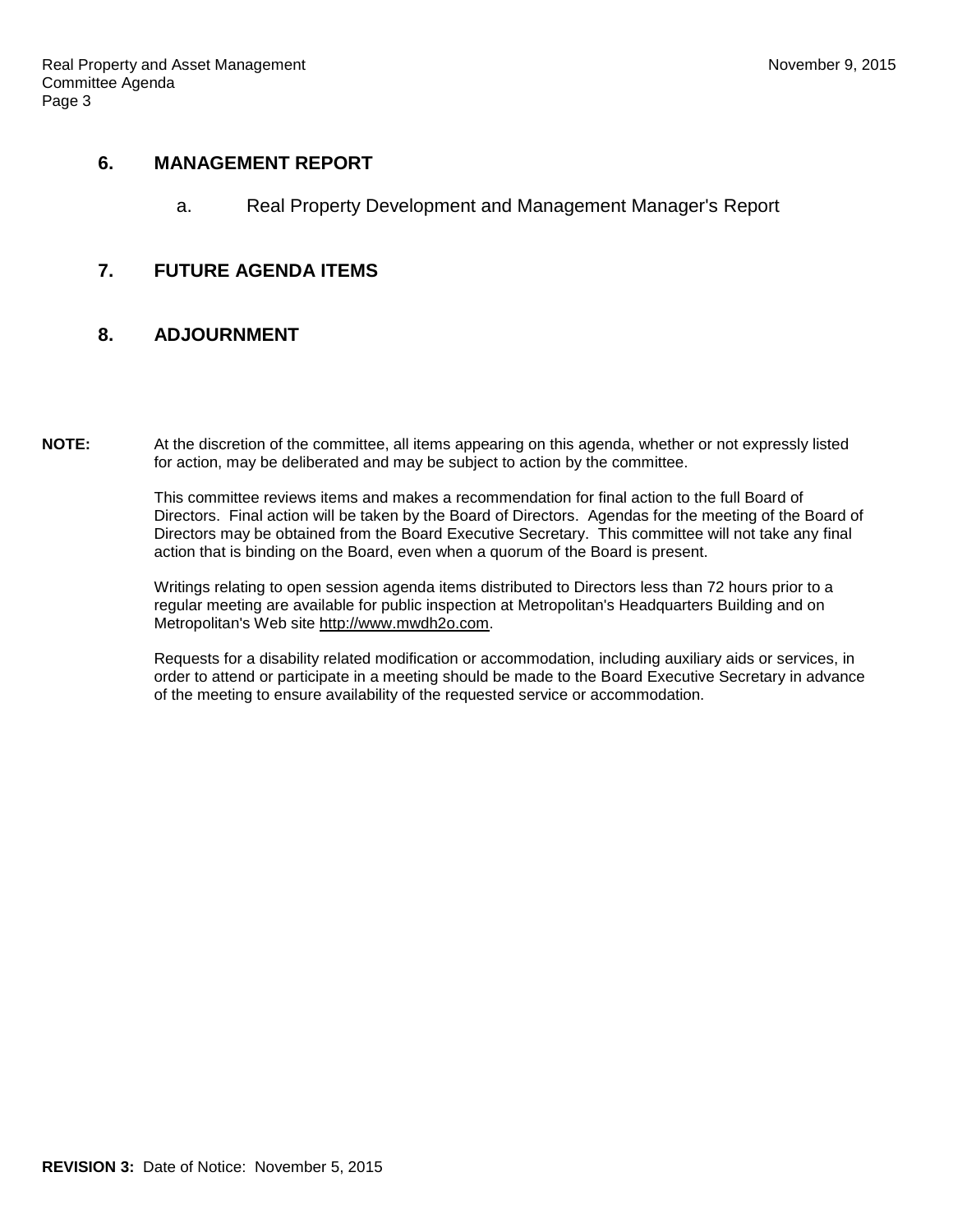## 6. MANAGEMENT REPORT

a. Real Property Development and Management Manager's Report

## 7. FUTURE AGENDA ITEMS

## 8. ADJOURNMENT

**NOTE:** At the discretion of the committee, all items appearing on this agenda, whether or not expressly listed for action, may be deliberated and may be subject to action by the committee.

This committee reviews items and makes a recommendation for final action to the full Board of Directors. Final action will be taken by the Board of Directors. Agendas for the meeting of the Board of Directors may be obtained from the Board Executive Secretary. This committee will not take any final action that is binding on the Board, even when a quorum of the Board is present.

Writings relating to open session agenda items distributed to Directors less than 72 hours prior to a regular meeting are available for public inspection at Metropolitan's Headquarters Building and on Metropolitan's Web site http://www.mwdh2o.com.

Requests for a disability related modification or accommodation, including auxiliary aids or services, in order to attend or participate in a meeting should be made to the Board Executive Secretary in advance of the meeting to ensure availability of the requested service or accommodation.

**REVISION 3:** Date of Notice: November 5, 2015